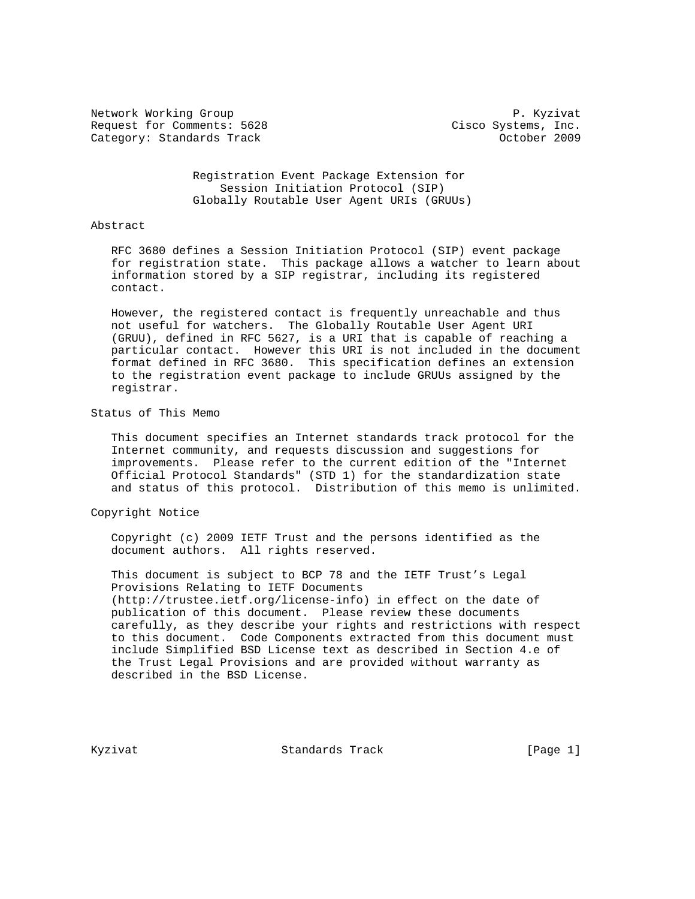Network Working Group P. Kyzivat
Request for Comments: 5628 Cisco Systems, Inc.
Category: Standards Track October 2009

# Registration Event Package Extension for Session Initiation Protocol (SIP) Globally Routable User Agent URIs (GRUUs)

## Abstract

RFC 3680 defines a Session Initiation Protocol (SIP) event package for registration state. This package allows a watcher to learn about information stored by a SIP registrar, including its registered contact.

However, the registered contact is frequently unreachable and thus not useful for watchers. The Globally Routable User Agent URI (GRUU), defined in RFC 5627, is a URI that is capable of reaching a particular contact. However this URI is not included in the document format defined in RFC 3680. This specification defines an extension to the registration event package to include GRUUs assigned by the registrar.

## Status of This Memo

This document specifies an Internet standards track protocol for the Internet community, and requests discussion and suggestions for improvements. Please refer to the current edition of the "Internet Official Protocol Standards" (STD 1) for the standardization state and status of this protocol. Distribution of this memo is unlimited.

## Copyright Notice

Copyright (c) 2009 IETF Trust and the persons identified as the document authors. All rights reserved.

This document is subject to BCP 78 and the IETF Trust's Legal Provisions Relating to IETF Documents (http://trustee.ietf.org/license-info) in effect on the date of publication of this document. Please review these documents carefully, as they describe your rights and restrictions with respect to this document. Code Components extracted from this document must include Simplified BSD License text as described in Section 4.e of the Trust Legal Provisions and are provided without warranty as described in the BSD License.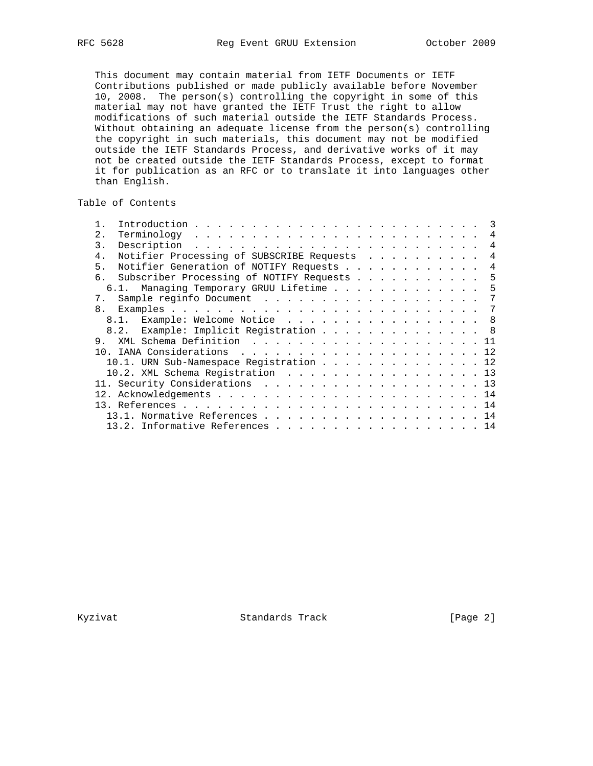This document may contain material from IETF Documents or IETF Contributions published or made publicly available before November 10, 2008. The person(s) controlling the copyright in some of this material may not have granted the IETF Trust the right to allow modifications of such material outside the IETF Standards Process. Without obtaining an adequate license from the person(s) controlling the copyright in such materials, this document may not be modified outside the IETF Standards Process, and derivative works of it may not be created outside the IETF Standards Process, except to format it for publication as an RFC or to translate it into languages other than English.

## Table of Contents

```
   1.  Introduction . . . . . . . . . . . . . . . . . . . . . . . . .  3
   2.  Terminology  . . . . . . . . . . . . . . . . . . . . . . . . .  4
   3.  Description  . . . . . . . . . . . . . . . . . . . . . . . . .  4
   4.  Notifier Processing of SUBSCRIBE Requests  . . . . . . . . . .  4
   5.  Notifier Generation of NOTIFY Requests . . . . . . . . . . . .  4
   6.  Subscriber Processing of NOTIFY Requests . . . . . . . . . . .  5
     6.1.  Managing Temporary GRUU Lifetime . . . . . . . . . . . . .  5
   7.  Sample reginfo Document  . . . . . . . . . . . . . . . . . . .  7
   8.  Examples . . . . . . . . . . . . . . . . . . . . . . . . . . .  7
     8.1.  Example: Welcome Notice  . . . . . . . . . . . . . . . . .  8
     8.2.  Example: Implicit Registration . . . . . . . . . . . . . .  8
   9.  XML Schema Definition  . . . . . . . . . . . . . . . . . . . . 11
   10. IANA Considerations  . . . . . . . . . . . . . . . . . . . . . 12
     10.1. URN Sub-Namespace Registration . . . . . . . . . . . . . . 12
     10.2. XML Schema Registration  . . . . . . . . . . . . . . . . . 13
   11. Security Considerations  . . . . . . . . . . . . . . . . . . . 13
   12. Acknowledgements . . . . . . . . . . . . . . . . . . . . . . . 14
   13. References . . . . . . . . . . . . . . . . . . . . . . . . . . 14
     13.1. Normative References . . . . . . . . . . . . . . . . . . . 14
     13.2. Informative References . . . . . . . . . . . . . . . . . . 14
```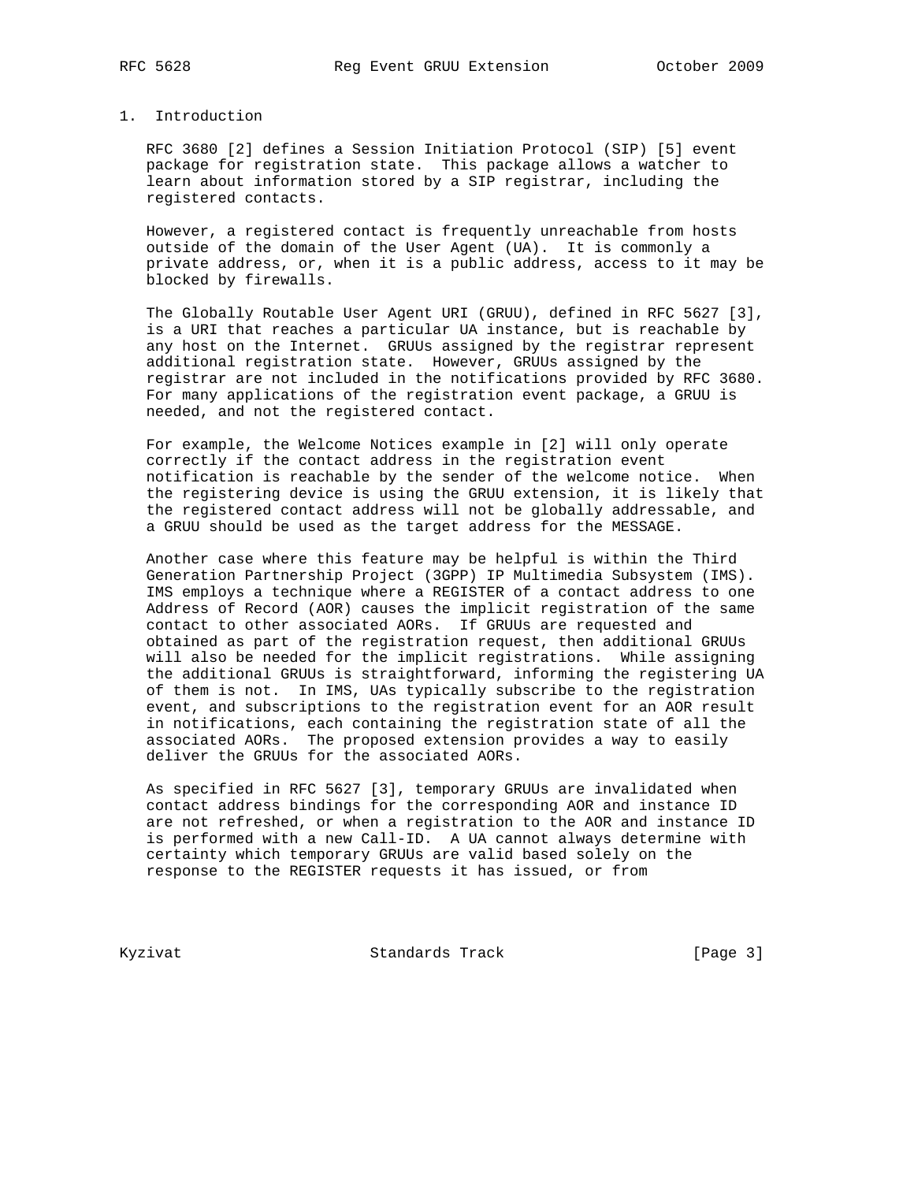# 1. Introduction

RFC 3680 [2] defines a Session Initiation Protocol (SIP) [5] event package for registration state. This package allows a watcher to learn about information stored by a SIP registrar, including the registered contacts.

However, a registered contact is frequently unreachable from hosts outside of the domain of the User Agent (UA). It is commonly a private address, or, when it is a public address, access to it may be blocked by firewalls.

The Globally Routable User Agent URI (GRUU), defined in RFC 5627 [3], is a URI that reaches a particular UA instance, but is reachable by any host on the Internet. GRUUs assigned by the registrar represent additional registration state. However, GRUUs assigned by the registrar are not included in the notifications provided by RFC 3680. For many applications of the registration event package, a GRUU is needed, and not the registered contact.

For example, the Welcome Notices example in [2] will only operate correctly if the contact address in the registration event notification is reachable by the sender of the welcome notice. When the registering device is using the GRUU extension, it is likely that the registered contact address will not be globally addressable, and a GRUU should be used as the target address for the MESSAGE.

Another case where this feature may be helpful is within the Third Generation Partnership Project (3GPP) IP Multimedia Subsystem (IMS). IMS employs a technique where a REGISTER of a contact address to one Address of Record (AOR) causes the implicit registration of the same contact to other associated AORs. If GRUUs are requested and obtained as part of the registration request, then additional GRUUs will also be needed for the implicit registrations. While assigning the additional GRUUs is straightforward, informing the registering UA of them is not. In IMS, UAs typically subscribe to the registration event, and subscriptions to the registration event for an AOR result in notifications, each containing the registration state of all the associated AORs. The proposed extension provides a way to easily deliver the GRUUs for the associated AORs.

As specified in RFC 5627 [3], temporary GRUUs are invalidated when contact address bindings for the corresponding AOR and instance ID are not refreshed, or when a registration to the AOR and instance ID is performed with a new Call-ID. A UA cannot always determine with certainty which temporary GRUUs are valid based solely on the response to the REGISTER requests it has issued, or from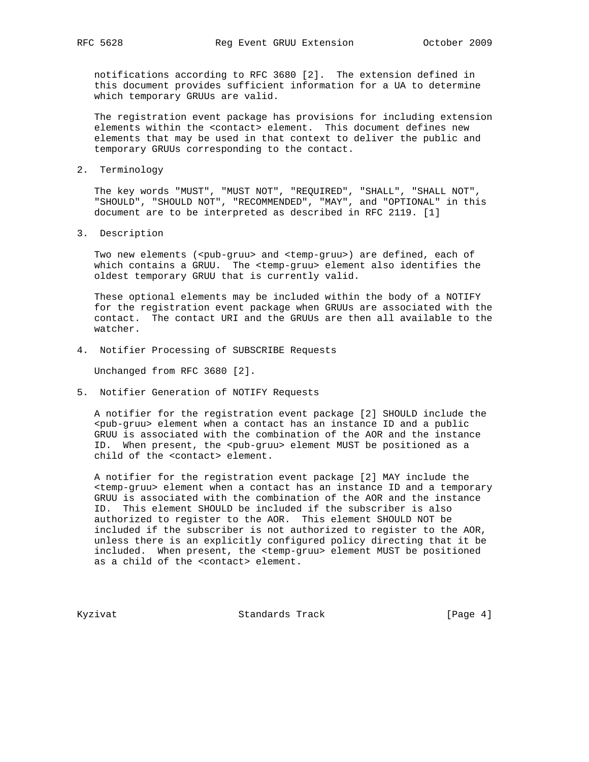notifications according to RFC 3680 [2]. The extension defined in this document provides sufficient information for a UA to determine which temporary GRUUs are valid.

The registration event package has provisions for including extension elements within the <contact> element. This document defines new elements that may be used in that context to deliver the public and temporary GRUUs corresponding to the contact.

## 2. Terminology

The key words "MUST", "MUST NOT", "REQUIRED", "SHALL", "SHALL NOT", "SHOULD", "SHOULD NOT", "RECOMMENDED", "MAY", and "OPTIONAL" in this document are to be interpreted as described in RFC 2119. [1]

## 3. Description

Two new elements (<pub-gruu> and <temp-gruu>) are defined, each of which contains a GRUU. The <temp-gruu> element also identifies the oldest temporary GRUU that is currently valid.

These optional elements may be included within the body of a NOTIFY for the registration event package when GRUUs are associated with the contact. The contact URI and the GRUUs are then all available to the watcher.

## 4. Notifier Processing of SUBSCRIBE Requests

Unchanged from RFC 3680 [2].

## 5. Notifier Generation of NOTIFY Requests

A notifier for the registration event package [2] SHOULD include the <pub-gruu> element when a contact has an instance ID and a public GRUU is associated with the combination of the AOR and the instance ID. When present, the <pub-gruu> element MUST be positioned as a child of the <contact> element.

A notifier for the registration event package [2] MAY include the <temp-gruu> element when a contact has an instance ID and a temporary GRUU is associated with the combination of the AOR and the instance ID. This element SHOULD be included if the subscriber is also authorized to register to the AOR. This element SHOULD NOT be included if the subscriber is not authorized to register to the AOR, unless there is an explicitly configured policy directing that it be included. When present, the <temp-gruu> element MUST be positioned as a child of the <contact> element.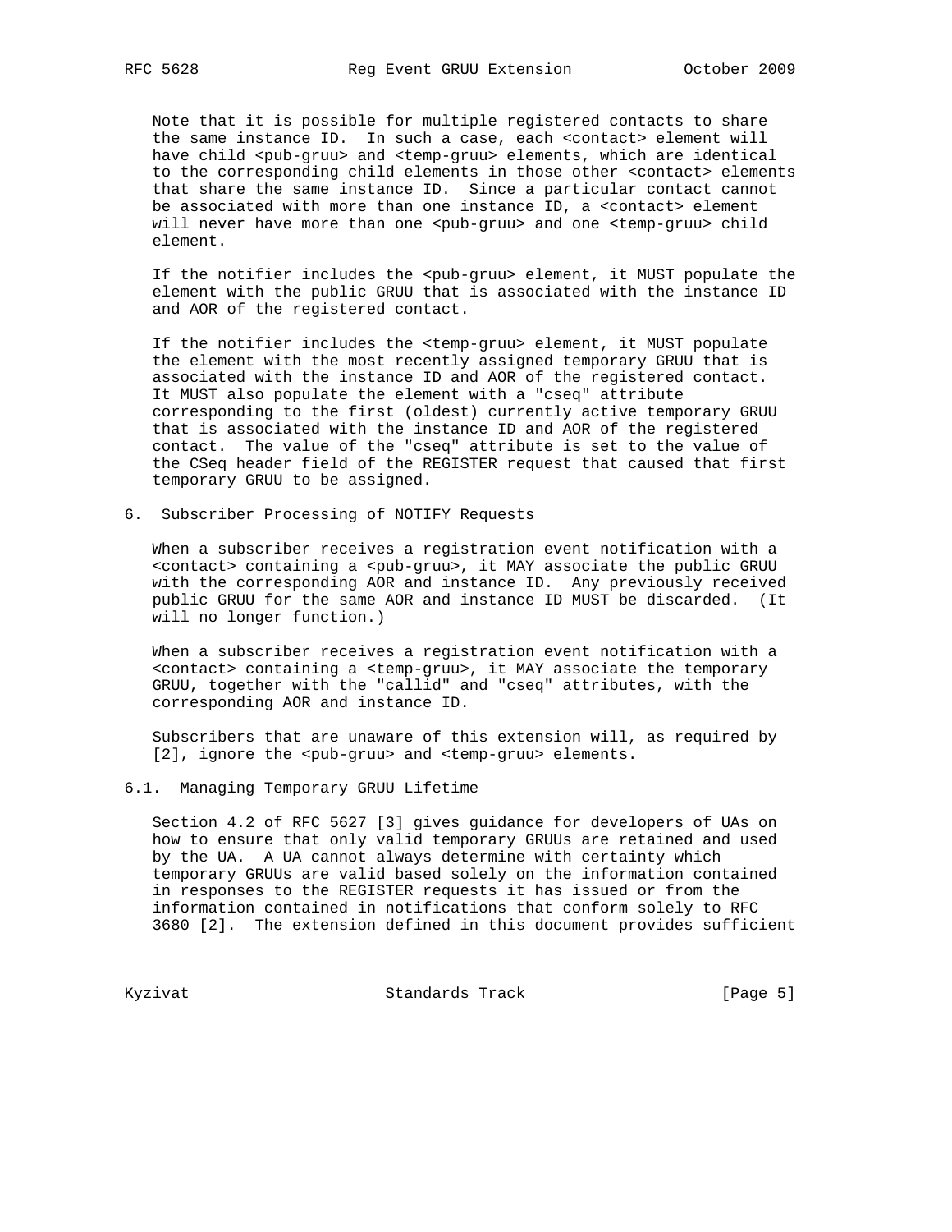Note that it is possible for multiple registered contacts to share the same instance ID. In such a case, each <contact> element will have child <pub-gruu> and <temp-gruu> elements, which are identical to the corresponding child elements in those other <contact> elements that share the same instance ID. Since a particular contact cannot be associated with more than one instance ID, a <contact> element will never have more than one <pub-gruu> and one <temp-gruu> child element.

If the notifier includes the <pub-gruu> element, it MUST populate the element with the public GRUU that is associated with the instance ID and AOR of the registered contact.

If the notifier includes the <temp-gruu> element, it MUST populate the element with the most recently assigned temporary GRUU that is associated with the instance ID and AOR of the registered contact. It MUST also populate the element with a "cseq" attribute corresponding to the first (oldest) currently active temporary GRUU that is associated with the instance ID and AOR of the registered contact. The value of the "cseq" attribute is set to the value of the CSeq header field of the REGISTER request that caused that first temporary GRUU to be assigned.

## 6. Subscriber Processing of NOTIFY Requests

When a subscriber receives a registration event notification with a <contact> containing a <pub-gruu>, it MAY associate the public GRUU with the corresponding AOR and instance ID. Any previously received public GRUU for the same AOR and instance ID MUST be discarded. (It will no longer function.)

When a subscriber receives a registration event notification with a <contact> containing a <temp-gruu>, it MAY associate the temporary GRUU, together with the "callid" and "cseq" attributes, with the corresponding AOR and instance ID.

Subscribers that are unaware of this extension will, as required by [2], ignore the <pub-gruu> and <temp-gruu> elements.

### 6.1. Managing Temporary GRUU Lifetime

Section 4.2 of RFC 5627 [3] gives guidance for developers of UAs on how to ensure that only valid temporary GRUUs are retained and used by the UA. A UA cannot always determine with certainty which temporary GRUUs are valid based solely on the information contained in responses to the REGISTER requests it has issued or from the information contained in notifications that conform solely to RFC 3680 [2]. The extension defined in this document provides sufficient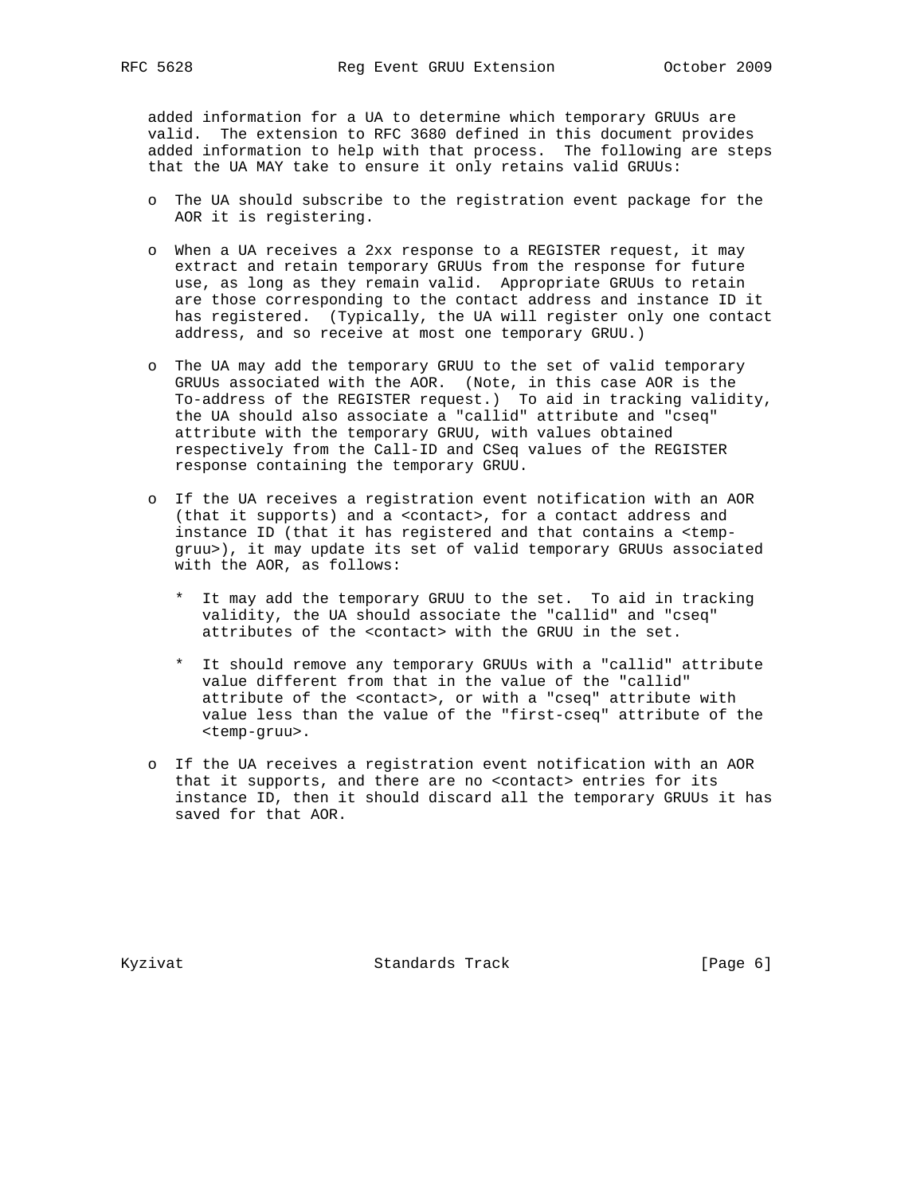added information for a UA to determine which temporary GRUUs are valid. The extension to RFC 3680 defined in this document provides added information to help with that process. The following are steps that the UA MAY take to ensure it only retains valid GRUUs:

- The UA should subscribe to the registration event package for the AOR it is registering.

- When a UA receives a 2xx response to a REGISTER request, it may extract and retain temporary GRUUs from the response for future use, as long as they remain valid. Appropriate GRUUs to retain are those corresponding to the contact address and instance ID it has registered. (Typically, the UA will register only one contact address, and so receive at most one temporary GRUU.)

- The UA may add the temporary GRUU to the set of valid temporary GRUUs associated with the AOR. (Note, in this case AOR is the To-address of the REGISTER request.) To aid in tracking validity, the UA should also associate a "callid" attribute and "cseq" attribute with the temporary GRUU, with values obtained respectively from the Call-ID and CSeq values of the REGISTER response containing the temporary GRUU.

- If the UA receives a registration event notification with an AOR (that it supports) and a <contact>, for a contact address and instance ID (that it has registered and that contains a <temp-gruu>), it may update its set of valid temporary GRUUs associated with the AOR, as follows:

  * It may add the temporary GRUU to the set. To aid in tracking validity, the UA should associate the "callid" and "cseq" attributes of the <contact> with the GRUU in the set.

  * It should remove any temporary GRUUs with a "callid" attribute value different from that in the value of the "callid" attribute of the <contact>, or with a "cseq" attribute with value less than the value of the "first-cseq" attribute of the <temp-gruu>.

- If the UA receives a registration event notification with an AOR that it supports, and there are no <contact> entries for its instance ID, then it should discard all the temporary GRUUs it has saved for that AOR.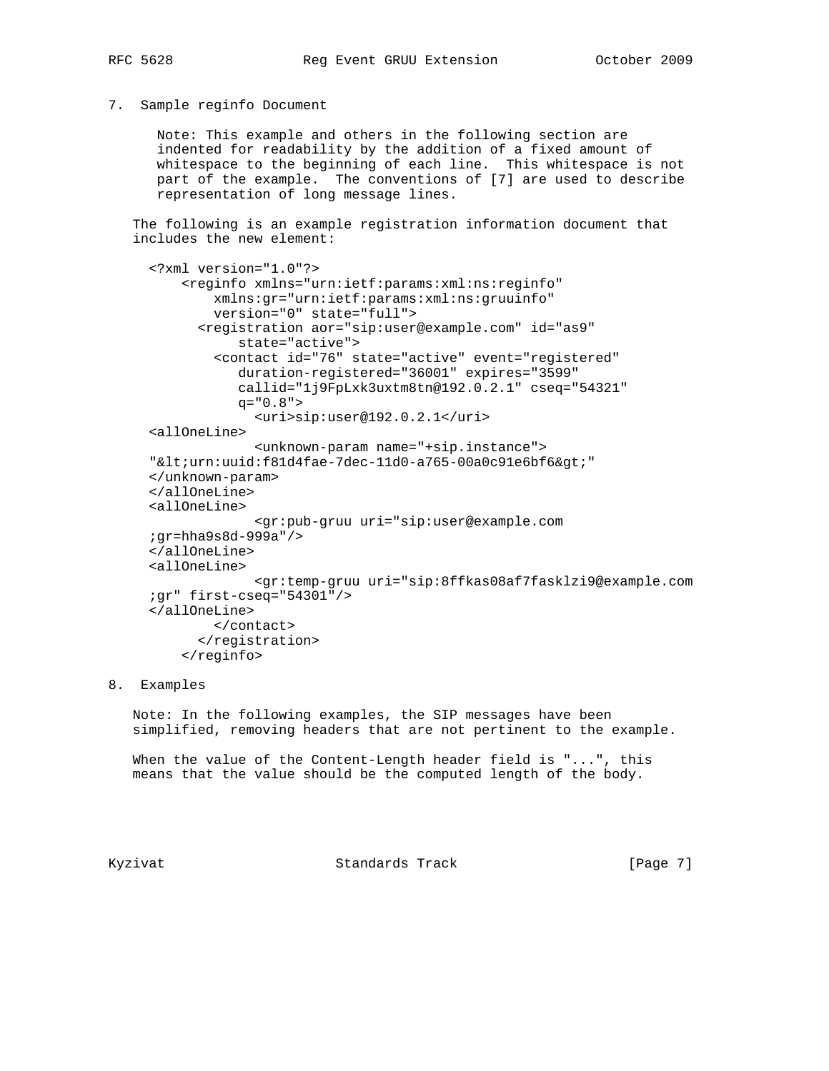## 7. Sample reginfo Document

> Note: This example and others in the following section are indented for readability by the addition of a fixed amount of whitespace to the beginning of each line. This whitespace is not part of the example. The conventions of [7] are used to describe representation of long message lines.

The following is an example registration information document that includes the new element:

```
<?xml version="1.0"?>
    <reginfo xmlns="urn:ietf:params:xml:ns:reginfo"
        xmlns:gr="urn:ietf:params:xml:ns:gruuinfo"
        version="0" state="full">
      <registration aor="sip:user@example.com" id="as9"
           state="active">
        <contact id="76" state="active" event="registered"
           duration-registered="36001" expires="3599"
           callid="1j9FpLxk3uxtm8tn@192.0.2.1" cseq="54321"
           q="0.8">
             <uri>sip:user@192.0.2.1</uri>
<allOneLine>
            <unknown-param name="+sip.instance">
"&lt;urn:uuid:f81d4fae-7dec-11d0-a765-00a0c91e6bf6&gt;"
</unknown-param>
</allOneLine>
<allOneLine>
            <gr:pub-gruu uri="sip:user@example.com
;gr=hha9s8d-999a"/>
</allOneLine>
<allOneLine>
            <gr:temp-gruu uri="sip:8ffkas08af7fasklzi9@example.com
;gr" first-cseq="54301"/>
</allOneLine>
        </contact>
      </registration>
    </reginfo>
```

## 8. Examples

Note: In the following examples, the SIP messages have been simplified, removing headers that are not pertinent to the example.

When the value of the Content-Length header field is "...", this means that the value should be the computed length of the body.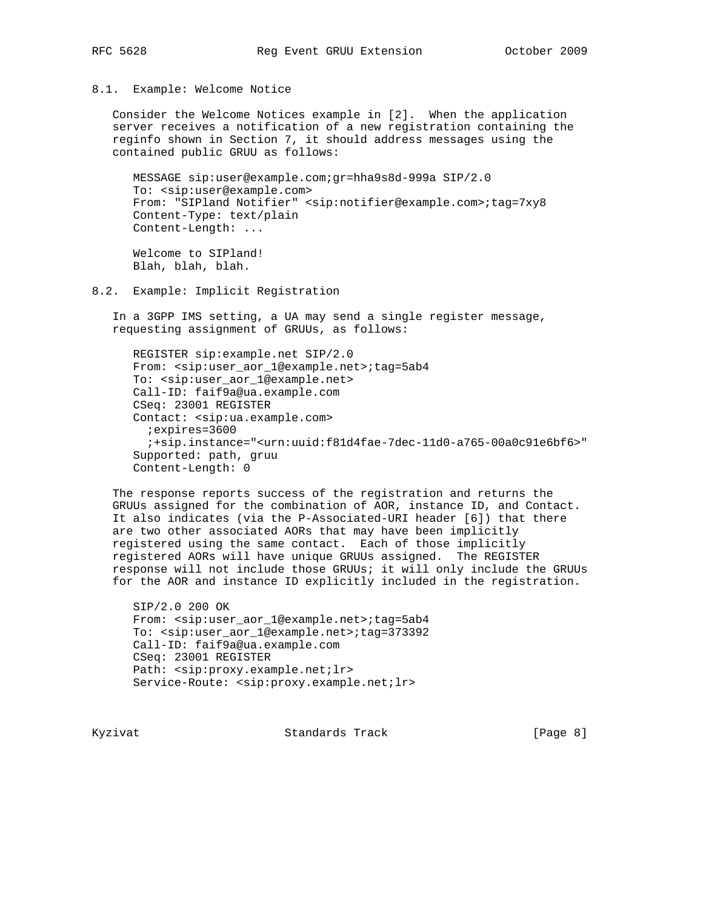### 8.1. Example: Welcome Notice

Consider the Welcome Notices example in [2]. When the application server receives a notification of a new registration containing the reginfo shown in Section 7, it should address messages using the contained public GRUU as follows:

```
MESSAGE sip:user@example.com;gr=hha9s8d-999a SIP/2.0
To: <sip:user@example.com>
From: "SIPland Notifier" <sip:notifier@example.com>;tag=7xy8
Content-Type: text/plain
Content-Length: ...

Welcome to SIPland!
Blah, blah, blah.
```

### 8.2. Example: Implicit Registration

In a 3GPP IMS setting, a UA may send a single register message, requesting assignment of GRUUs, as follows:

```
REGISTER sip:example.net SIP/2.0
From: <sip:user_aor_1@example.net>;tag=5ab4
To: <sip:user_aor_1@example.net>
Call-ID: faif9a@ua.example.com
CSeq: 23001 REGISTER
Contact: <sip:ua.example.com>
  ;expires=3600
  ;+sip.instance="<urn:uuid:f81d4fae-7dec-11d0-a765-00a0c91e6bf6>"
Supported: path, gruu
Content-Length: 0
```

The response reports success of the registration and returns the GRUUs assigned for the combination of AOR, instance ID, and Contact. It also indicates (via the P-Associated-URI header [6]) that there are two other associated AORs that may have been implicitly registered using the same contact. Each of those implicitly registered AORs will have unique GRUUs assigned. The REGISTER response will not include those GRUUs; it will only include the GRUUs for the AOR and instance ID explicitly included in the registration.

```
SIP/2.0 200 OK
From: <sip:user_aor_1@example.net>;tag=5ab4
To: <sip:user_aor_1@example.net>;tag=373392
Call-ID: faif9a@ua.example.com
CSeq: 23001 REGISTER
Path: <sip:proxy.example.net;lr>
Service-Route: <sip:proxy.example.net;lr>
```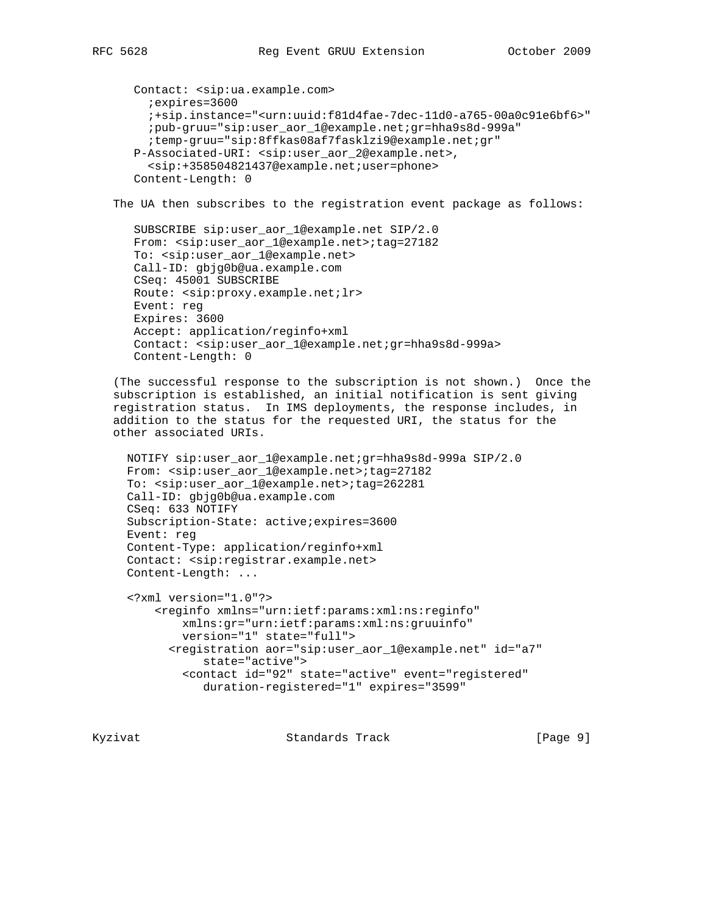```
   Contact: <sip:ua.example.com>
     ;expires=3600
     ;+sip.instance="<urn:uuid:f81d4fae-7dec-11d0-a765-00a0c91e6bf6>"
     ;pub-gruu="sip:user_aor_1@example.net;gr=hha9s8d-999a"
     ;temp-gruu="sip:8ffkas08af7fasklzi9@example.net;gr"
   P-Associated-URI: <sip:user_aor_2@example.net>,
     <sip:+358504821437@example.net;user=phone>
   Content-Length: 0
```

The UA then subscribes to the registration event package as follows:

```
   SUBSCRIBE sip:user_aor_1@example.net SIP/2.0
   From: <sip:user_aor_1@example.net>;tag=27182
   To: <sip:user_aor_1@example.net>
   Call-ID: gbjg0b@ua.example.com
   CSeq: 45001 SUBSCRIBE
   Route: <sip:proxy.example.net;lr>
   Event: reg
   Expires: 3600
   Accept: application/reginfo+xml
   Contact: <sip:user_aor_1@example.net;gr=hha9s8d-999a>
   Content-Length: 0
```

(The successful response to the subscription is not shown.) Once the subscription is established, an initial notification is sent giving registration status. In IMS deployments, the response includes, in addition to the status for the requested URI, the status for the other associated URIs.

```
  NOTIFY sip:user_aor_1@example.net;gr=hha9s8d-999a SIP/2.0
  From: <sip:user_aor_1@example.net>;tag=27182
  To: <sip:user_aor_1@example.net>;tag=262281
  Call-ID: gbjg0b@ua.example.com
  CSeq: 633 NOTIFY
  Subscription-State: active;expires=3600
  Event: reg
  Content-Type: application/reginfo+xml
  Contact: <sip:registrar.example.net>
  Content-Length: ...

  <?xml version="1.0"?>
      <reginfo xmlns="urn:ietf:params:xml:ns:reginfo"
          xmlns:gr="urn:ietf:params:xml:ns:gruuinfo"
          version="1" state="full">
        <registration aor="sip:user_aor_1@example.net" id="a7"
             state="active">
          <contact id="92" state="active" event="registered"
             duration-registered="1" expires="3599"
```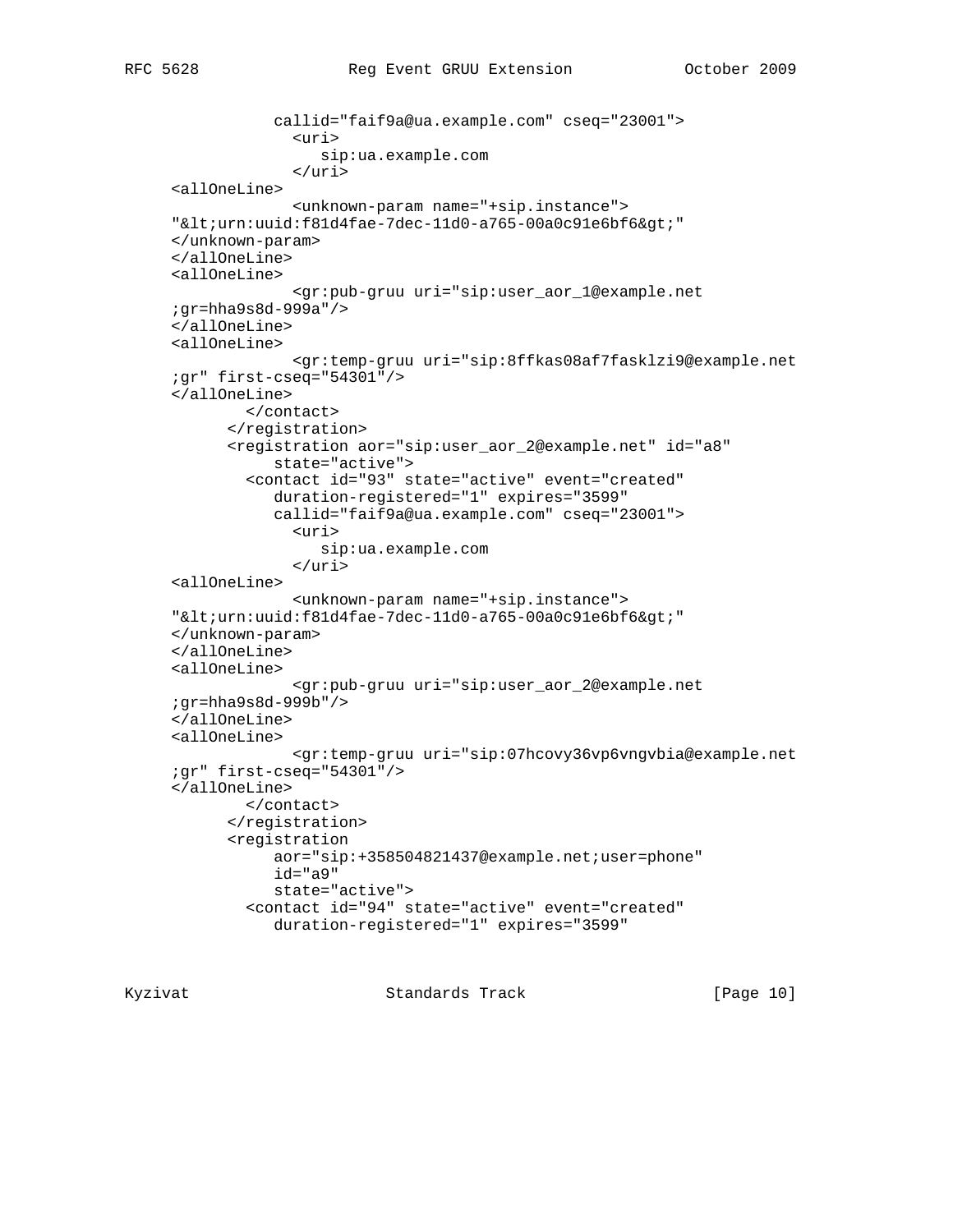```
               callid="faif9a@ua.example.com" cseq="23001">
                 <uri>
                    sip:ua.example.com
                 </uri>
     <allOneLine>
                 <unknown-param name="+sip.instance">
     "&lt;urn:uuid:f81d4fae-7dec-11d0-a765-00a0c91e6bf6&gt;"
     </unknown-param>
     </allOneLine>
     <allOneLine>
                 <gr:pub-gruu uri="sip:user_aor_1@example.net
     ;gr=hha9s8d-999a"/>
     </allOneLine>
     <allOneLine>
                 <gr:temp-gruu uri="sip:8ffkas08af7fasklzi9@example.net
     ;gr" first-cseq="54301"/>
     </allOneLine>
             </contact>
           </registration>
           <registration aor="sip:user_aor_2@example.net" id="a8"
                state="active">
              <contact id="93" state="active" event="created"
                 duration-registered="1" expires="3599"
                 callid="faif9a@ua.example.com" cseq="23001">
                 <uri>
                    sip:ua.example.com
                 </uri>
     <allOneLine>
                 <unknown-param name="+sip.instance">
     "&lt;urn:uuid:f81d4fae-7dec-11d0-a765-00a0c91e6bf6&gt;"
     </unknown-param>
     </allOneLine>
     <allOneLine>
                 <gr:pub-gruu uri="sip:user_aor_2@example.net
     ;gr=hha9s8d-999b"/>
     </allOneLine>
     <allOneLine>
                 <gr:temp-gruu uri="sip:07hcovy36vp6vngvbia@example.net
     ;gr" first-cseq="54301"/>
     </allOneLine>
             </contact>
           </registration>
           <registration
                aor="sip:+358504821437@example.net;user=phone"
                id="a9"
                state="active">
              <contact id="94" state="active" event="created"
                 duration-registered="1" expires="3599"
```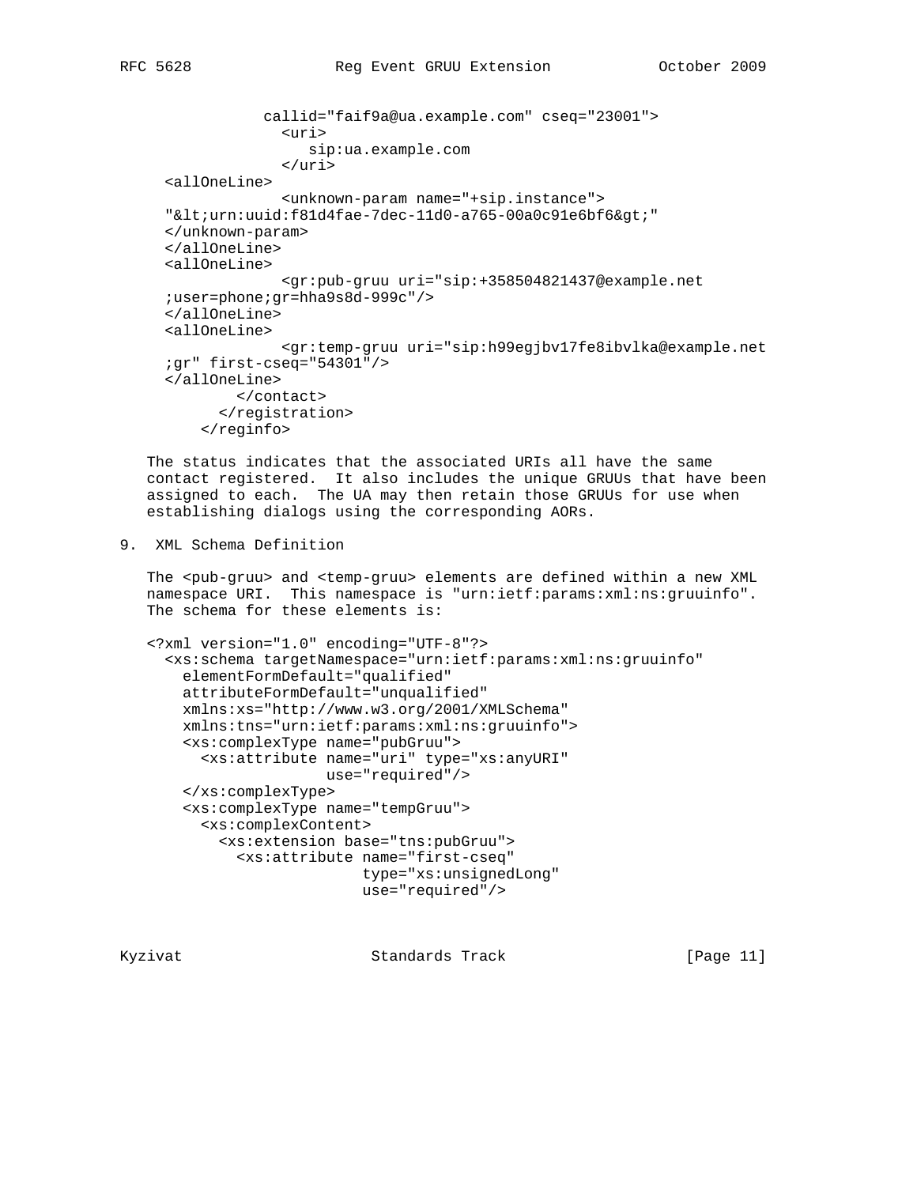```
              callid="faif9a@ua.example.com" cseq="23001">
                 <uri>
                    sip:ua.example.com
                 </uri>
   <allOneLine>
                 <unknown-param name="+sip.instance">
   "&lt;urn:uuid:f81d4fae-7dec-11d0-a765-00a0c91e6bf6&gt;"
   </unknown-param>
   </allOneLine>
   <allOneLine>
                 <gr:pub-gruu uri="sip:+358504821437@example.net
   ;user=phone;gr=hha9s8d-999c"/>
   </allOneLine>
   <allOneLine>
                 <gr:temp-gruu uri="sip:h99egjbv17fe8ibvlka@example.net
   ;gr" first-cseq="54301"/>
   </allOneLine>
             </contact>
           </registration>
         </reginfo>
```

The status indicates that the associated URIs all have the same contact registered. It also includes the unique GRUUs that have been assigned to each. The UA may then retain those GRUUs for use when establishing dialogs using the corresponding AORs.

## 9. XML Schema Definition

The <pub-gruu> and <temp-gruu> elements are defined within a new XML namespace URI. This namespace is "urn:ietf:params:xml:ns:gruuinfo". The schema for these elements is:

```
<?xml version="1.0" encoding="UTF-8"?>
  <xs:schema targetNamespace="urn:ietf:params:xml:ns:gruuinfo"
    elementFormDefault="qualified"
    attributeFormDefault="unqualified"
    xmlns:xs="http://www.w3.org/2001/XMLSchema"
    xmlns:tns="urn:ietf:params:xml:ns:gruuinfo">
    <xs:complexType name="pubGruu">
      <xs:attribute name="uri" type="xs:anyURI"
                    use="required"/>
    </xs:complexType>
    <xs:complexType name="tempGruu">
      <xs:complexContent>
        <xs:extension base="tns:pubGruu">
          <xs:attribute name="first-cseq"
                        type="xs:unsignedLong"
                        use="required"/>
```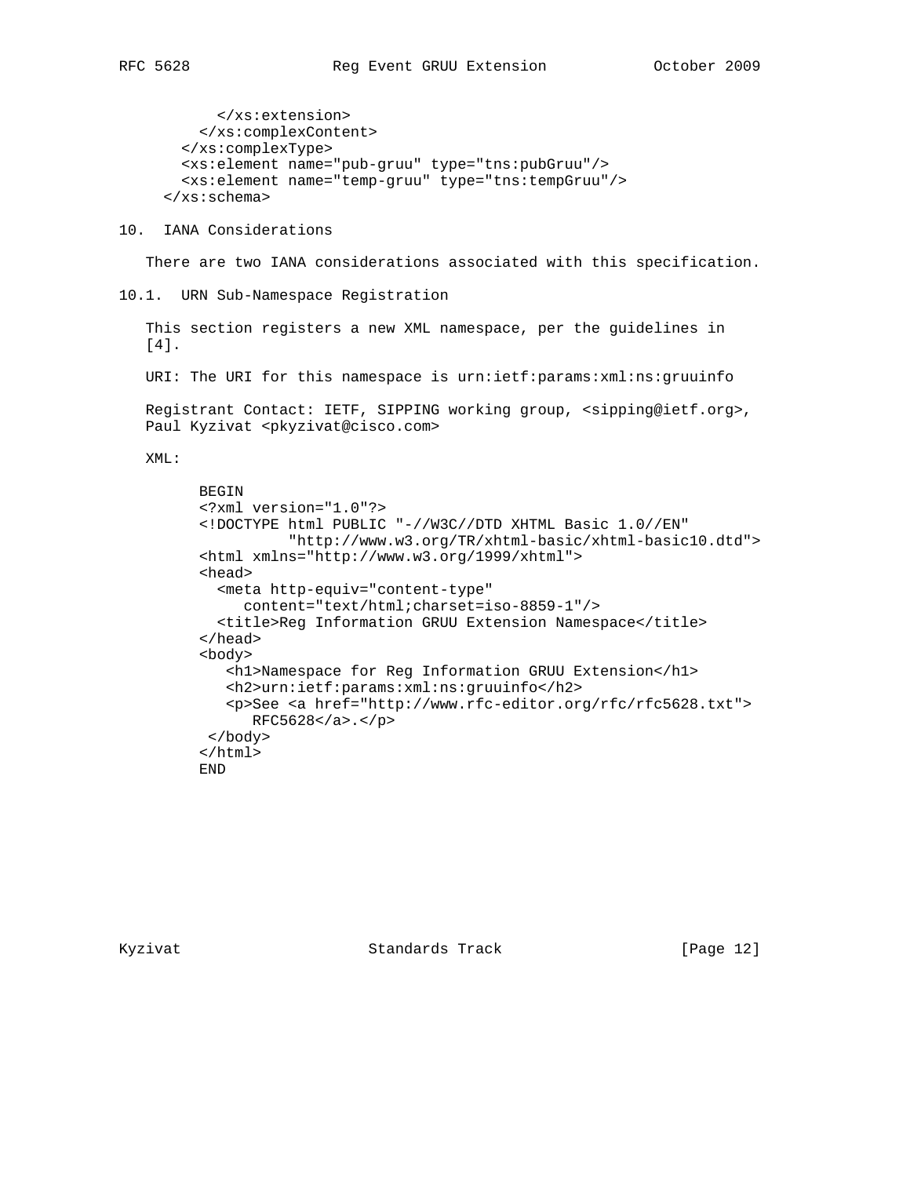```
      </xs:extension>
    </xs:complexContent>
  </xs:complexType>
  <xs:element name="pub-gruu" type="tns:pubGruu"/>
  <xs:element name="temp-gruu" type="tns:tempGruu"/>
</xs:schema>
```

## 10. IANA Considerations

There are two IANA considerations associated with this specification.

### 10.1. URN Sub-Namespace Registration

This section registers a new XML namespace, per the guidelines in [4].

URI: The URI for this namespace is urn:ietf:params:xml:ns:gruuinfo

Registrant Contact: IETF, SIPPING working group, <sipping@ietf.org>, Paul Kyzivat <pkyzivat@cisco.com>

XML:

```
BEGIN
<?xml version="1.0"?>
<!DOCTYPE html PUBLIC "-//W3C//DTD XHTML Basic 1.0//EN"
          "http://www.w3.org/TR/xhtml-basic/xhtml-basic10.dtd">
<html xmlns="http://www.w3.org/1999/xhtml">
<head>
  <meta http-equiv="content-type"
     content="text/html;charset=iso-8859-1"/>
  <title>Reg Information GRUU Extension Namespace</title>
</head>
<body>
   <h1>Namespace for Reg Information GRUU Extension</h1>
   <h2>urn:ietf:params:xml:ns:gruuinfo</h2>
   <p>See <a href="http://www.rfc-editor.org/rfc/rfc5628.txt">
      RFC5628</a>.</p>
 </body>
</html>
END
```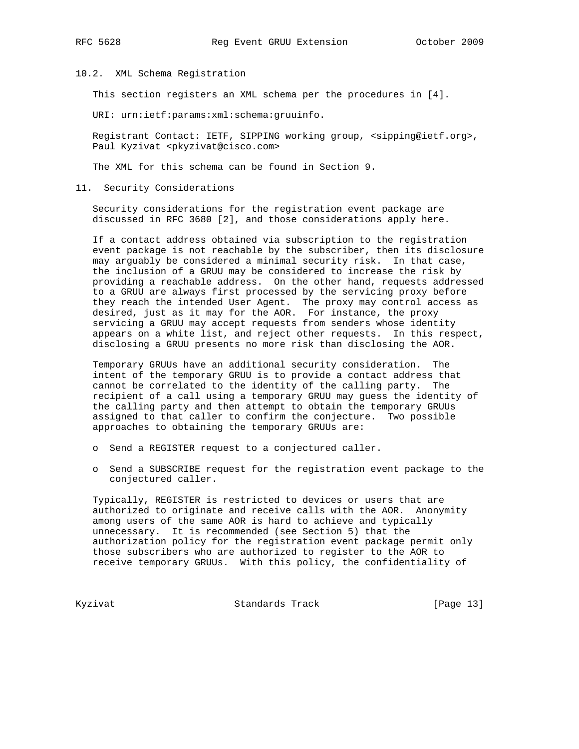### 10.2. XML Schema Registration

This section registers an XML schema per the procedures in [4].

URI: urn:ietf:params:xml:schema:gruuinfo.

Registrant Contact: IETF, SIPPING working group, <sipping@ietf.org>, Paul Kyzivat <pkyzivat@cisco.com>

The XML for this schema can be found in Section 9.

## 11. Security Considerations

Security considerations for the registration event package are discussed in RFC 3680 [2], and those considerations apply here.

If a contact address obtained via subscription to the registration event package is not reachable by the subscriber, then its disclosure may arguably be considered a minimal security risk. In that case, the inclusion of a GRUU may be considered to increase the risk by providing a reachable address. On the other hand, requests addressed to a GRUU are always first processed by the servicing proxy before they reach the intended User Agent. The proxy may control access as desired, just as it may for the AOR. For instance, the proxy servicing a GRUU may accept requests from senders whose identity appears on a white list, and reject other requests. In this respect, disclosing a GRUU presents no more risk than disclosing the AOR.

Temporary GRUUs have an additional security consideration. The intent of the temporary GRUU is to provide a contact address that cannot be correlated to the identity of the calling party. The recipient of a call using a temporary GRUU may guess the identity of the calling party and then attempt to obtain the temporary GRUUs assigned to that caller to confirm the conjecture. Two possible approaches to obtaining the temporary GRUUs are:

- Send a REGISTER request to a conjectured caller.
- Send a SUBSCRIBE request for the registration event package to the conjectured caller.

Typically, REGISTER is restricted to devices or users that are authorized to originate and receive calls with the AOR. Anonymity among users of the same AOR is hard to achieve and typically unnecessary. It is recommended (see Section 5) that the authorization policy for the registration event package permit only those subscribers who are authorized to register to the AOR to receive temporary GRUUs. With this policy, the confidentiality of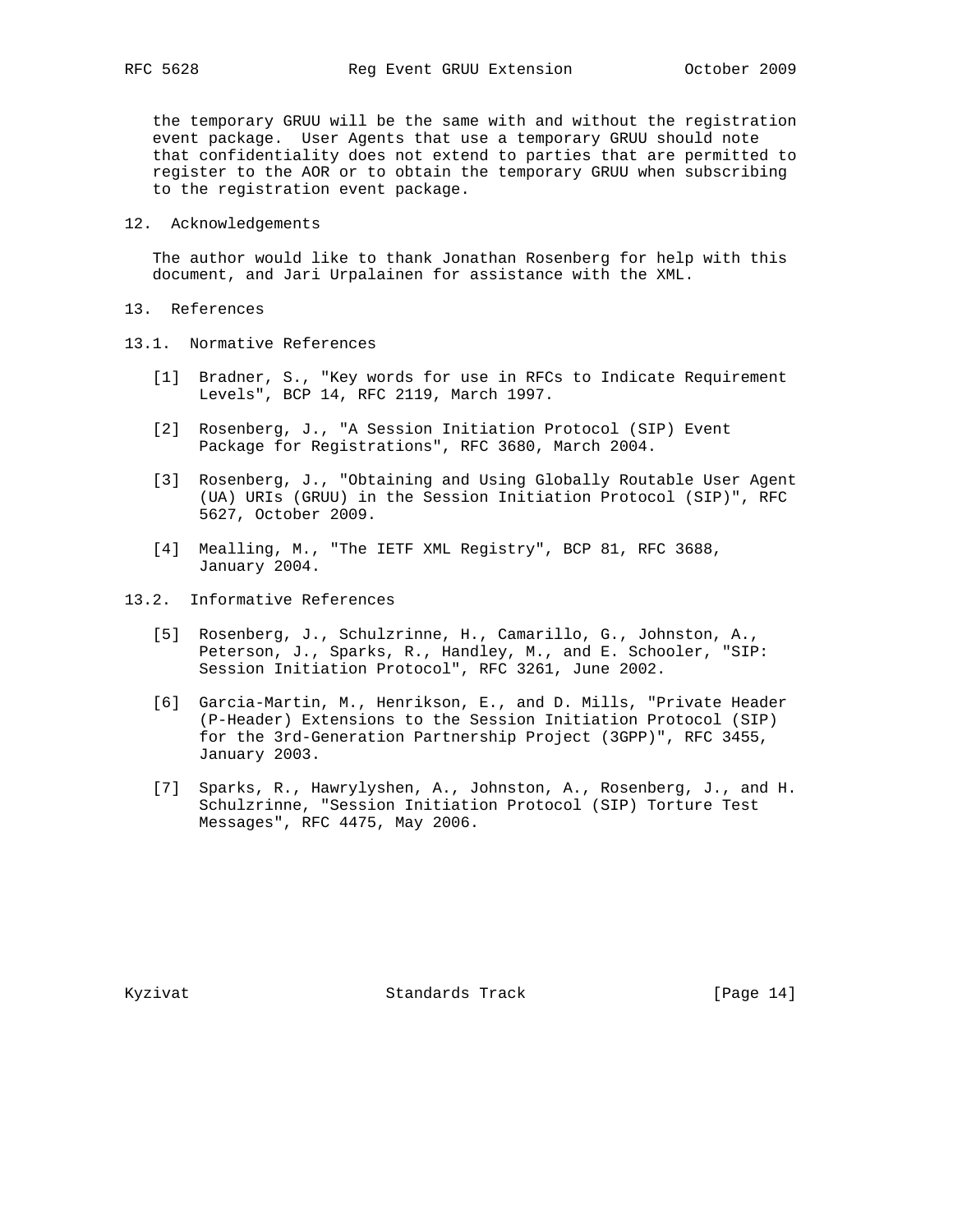the temporary GRUU will be the same with and without the registration event package. User Agents that use a temporary GRUU should note that confidentiality does not extend to parties that are permitted to register to the AOR or to obtain the temporary GRUU when subscribing to the registration event package.

## 12. Acknowledgements

The author would like to thank Jonathan Rosenberg for help with this document, and Jari Urpalainen for assistance with the XML.

## 13. References

### 13.1. Normative References

[1] Bradner, S., "Key words for use in RFCs to Indicate Requirement Levels", BCP 14, RFC 2119, March 1997.

[2] Rosenberg, J., "A Session Initiation Protocol (SIP) Event Package for Registrations", RFC 3680, March 2004.

[3] Rosenberg, J., "Obtaining and Using Globally Routable User Agent (UA) URIs (GRUU) in the Session Initiation Protocol (SIP)", RFC 5627, October 2009.

[4] Mealling, M., "The IETF XML Registry", BCP 81, RFC 3688, January 2004.

### 13.2. Informative References

[5] Rosenberg, J., Schulzrinne, H., Camarillo, G., Johnston, A., Peterson, J., Sparks, R., Handley, M., and E. Schooler, "SIP: Session Initiation Protocol", RFC 3261, June 2002.

[6] Garcia-Martin, M., Henrikson, E., and D. Mills, "Private Header (P-Header) Extensions to the Session Initiation Protocol (SIP) for the 3rd-Generation Partnership Project (3GPP)", RFC 3455, January 2003.

[7] Sparks, R., Hawrylyshen, A., Johnston, A., Rosenberg, J., and H. Schulzrinne, "Session Initiation Protocol (SIP) Torture Test Messages", RFC 4475, May 2006.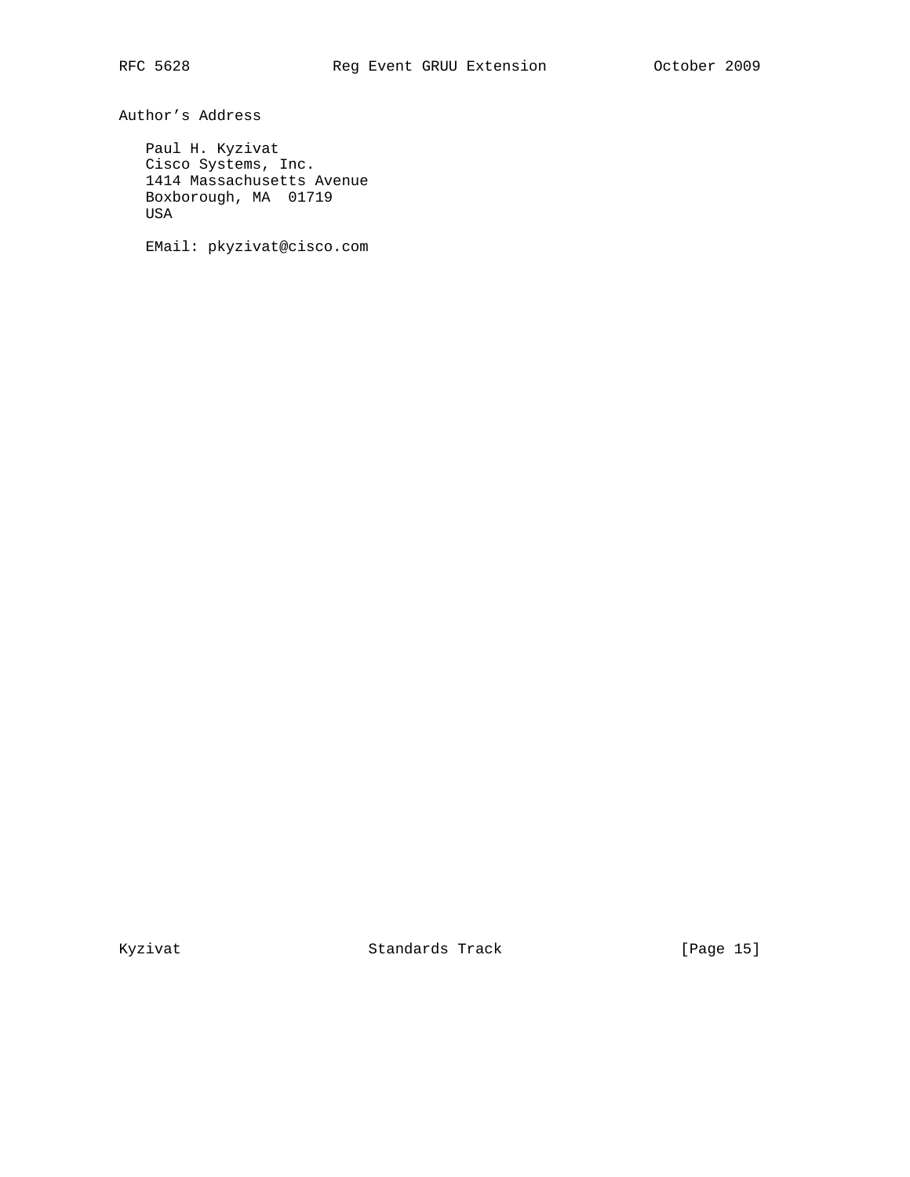## Author's Address

Paul H. Kyzivat
Cisco Systems, Inc.
1414 Massachusetts Avenue
Boxborough, MA  01719
USA

EMail: pkyzivat@cisco.com